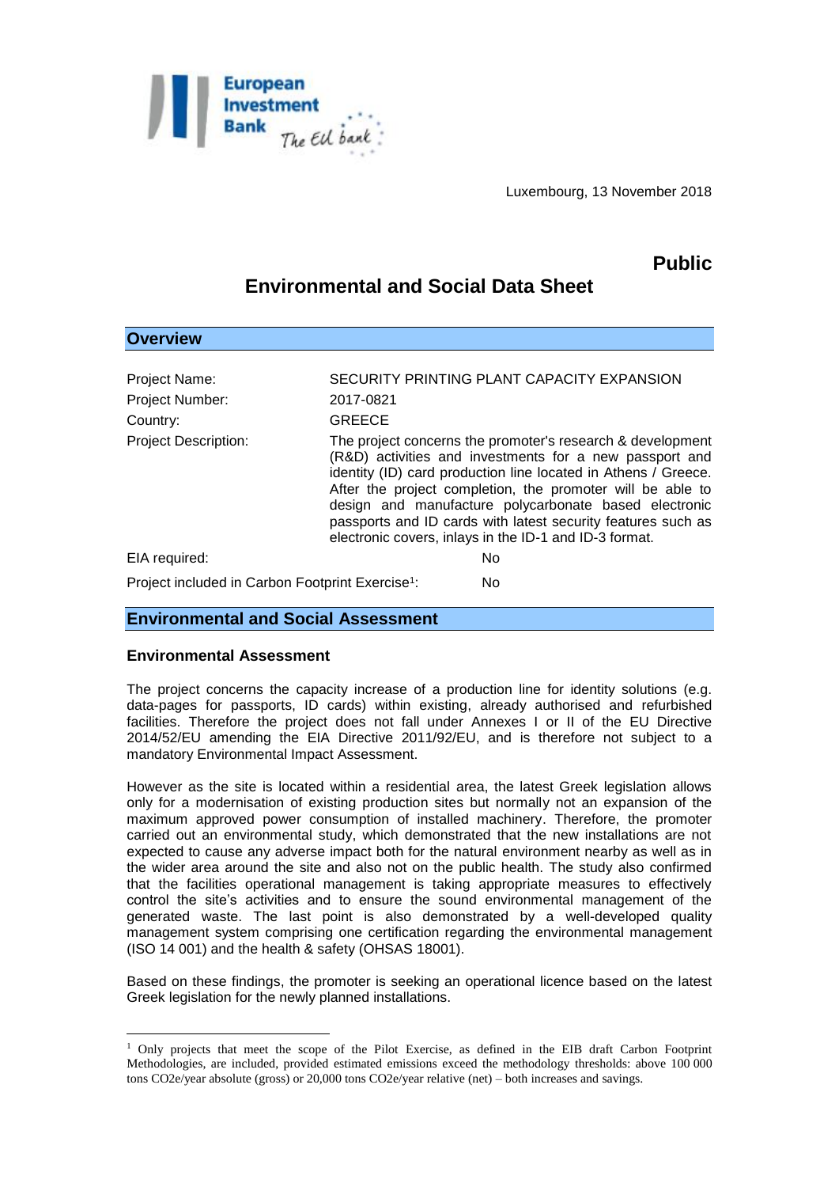Luxembourg, 13 November 2018

**Public**

# Environmental and Social Data Sheet

## Overview

| | |
|---|---|
| Project Name: | SECURITY PRINTING PLANT CAPACITY EXPANSION |
| Project Number: | 2017-0821 |
| Country: | GREECE |
| Project Description: | The project concerns the promoter's research & development (R&D) activities and investments for a new passport and identity (ID) card production line located in Athens / Greece. After the project completion, the promoter will be able to design and manufacture polycarbonate based electronic passports and ID cards with latest security features such as electronic covers, inlays in the ID-1 and ID-3 format. |
| EIA required: | No |
| Project included in Carbon Footprint Exercise[1]: | No |

## Environmental and Social Assessment

### Environmental Assessment

The project concerns the capacity increase of a production line for identity solutions (e.g. data-pages for passports, ID cards) within existing, already authorised and refurbished facilities. Therefore the project does not fall under Annexes I or II of the EU Directive 2014/52/EU amending the EIA Directive 2011/92/EU, and is therefore not subject to a mandatory Environmental Impact Assessment.

However as the site is located within a residential area, the latest Greek legislation allows only for a modernisation of existing production sites but normally not an expansion of the maximum approved power consumption of installed machinery. Therefore, the promoter carried out an environmental study, which demonstrated that the new installations are not expected to cause any adverse impact both for the natural environment nearby as well as in the wider area around the site and also not on the public health. The study also confirmed that the facilities operational management is taking appropriate measures to effectively control the site's activities and to ensure the sound environmental management of the generated waste. The last point is also demonstrated by a well-developed quality management system comprising one certification regarding the environmental management (ISO 14 001) and the health & safety (OHSAS 18001).

Based on these findings, the promoter is seeking an operational licence based on the latest Greek legislation for the newly planned installations.

[1] Only projects that meet the scope of the Pilot Exercise, as defined in the EIB draft Carbon Footprint Methodologies, are included, provided estimated emissions exceed the methodology thresholds: above 100 000 tons CO2e/year absolute (gross) or 20,000 tons CO2e/year relative (net) – both increases and savings.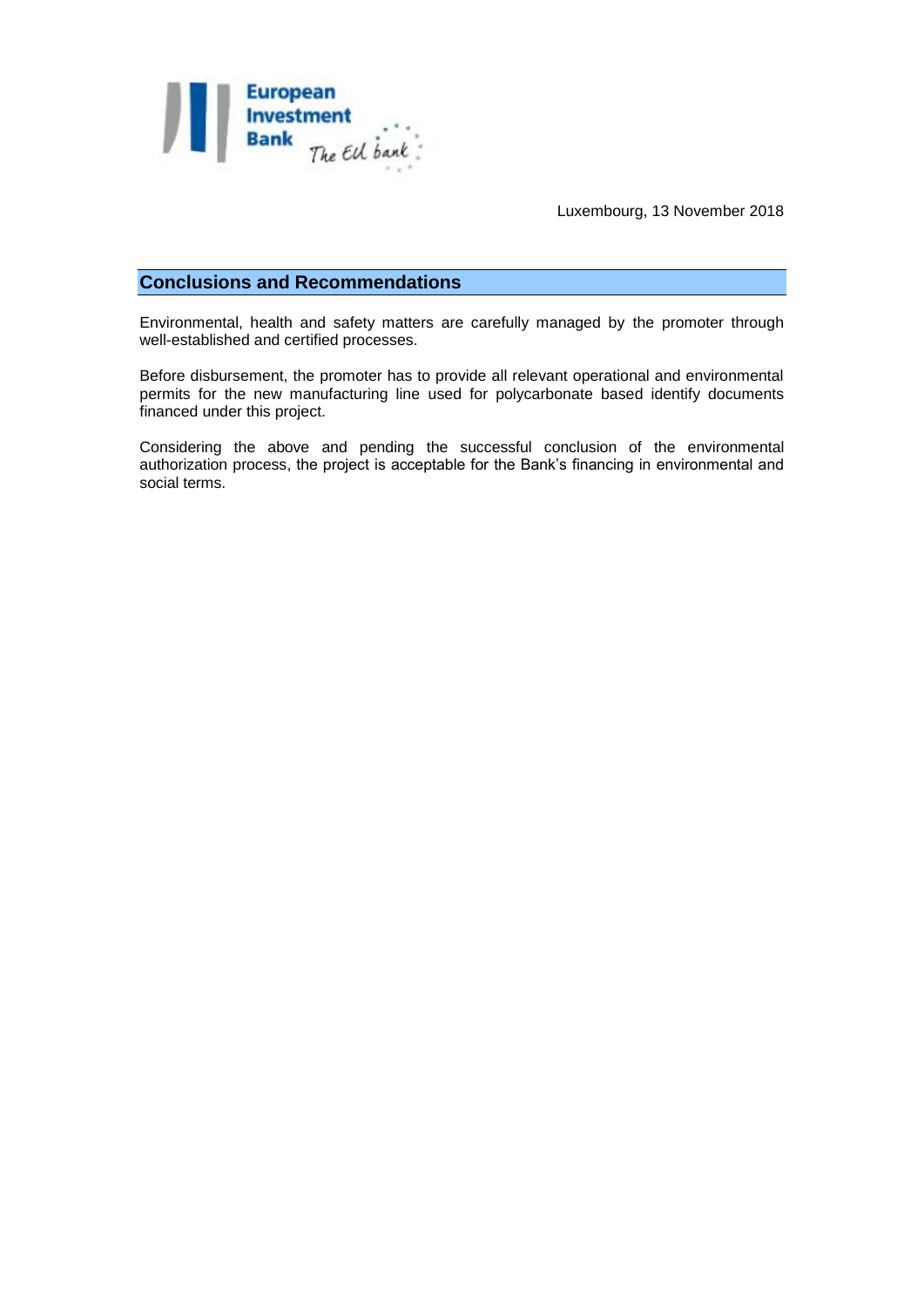Luxembourg, 13 November 2018

## Conclusions and Recommendations

Environmental, health and safety matters are carefully managed by the promoter through well-established and certified processes.

Before disbursement, the promoter has to provide all relevant operational and environmental permits for the new manufacturing line used for polycarbonate based identify documents financed under this project.

Considering the above and pending the successful conclusion of the environmental authorization process, the project is acceptable for the Bank's financing in environmental and social terms.